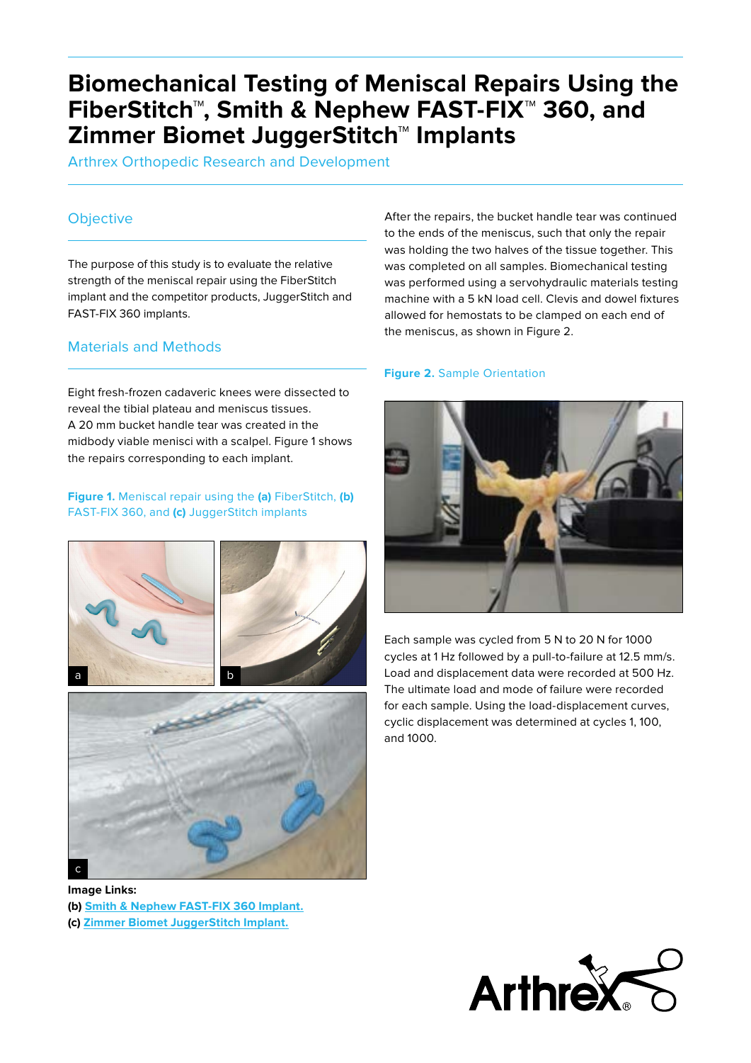# Biomechanical Testing of Meniscal Repairs Using the FiberStitch™, Smith & Nephew FAST-FIX™ 360, and Zimmer Biomet JuggerStitch™ Implants

Arthrex Orthopedic Research and Development

## Objective

The purpose of this study is to evaluate the relative strength of the meniscal repair using the FiberStitch implant and the competitor products, JuggerStitch and FAST-FIX 360 implants.

## Materials and Methods

Eight fresh-frozen cadaveric knees were dissected to reveal the tibial plateau and meniscus tissues. A 20 mm bucket handle tear was created in the midbody viable menisci with a scalpel. Figure 1 shows the repairs corresponding to each implant.

**Figure 1.** Meniscal repair using the **(a)** FiberStitch, **(b)** FAST-FIX 360, and **(c)** JuggerStitch implants

**Image Links:**
**(b)** Smith & Nephew FAST-FIX 360 Implant.
**(c)** Zimmer Biomet JuggerStitch Implant.

After the repairs, the bucket handle tear was continued to the ends of the meniscus, such that only the repair was holding the two halves of the tissue together. This was completed on all samples. Biomechanical testing was performed using a servohydraulic materials testing machine with a 5 kN load cell. Clevis and dowel fixtures allowed for hemostats to be clamped on each end of the meniscus, as shown in Figure 2.

**Figure 2.** Sample Orientation

Each sample was cycled from 5 N to 20 N for 1000 cycles at 1 Hz followed by a pull-to-failure at 12.5 mm/s. Load and displacement data were recorded at 500 Hz. The ultimate load and mode of failure were recorded for each sample. Using the load-displacement curves, cyclic displacement was determined at cycles 1, 100, and 1000.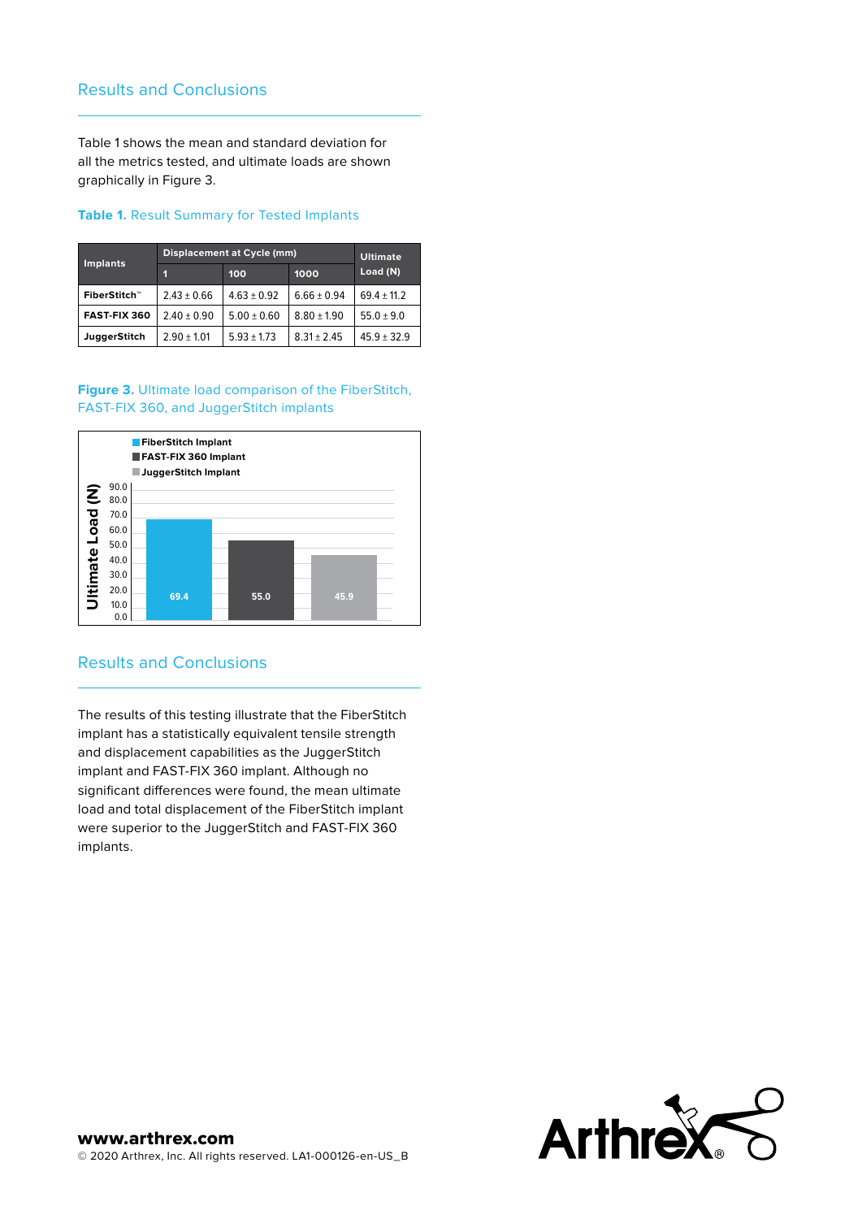## Results and Conclusions

Table 1 shows the mean and standard deviation for all the metrics tested, and ultimate loads are shown graphically in Figure 3.

**Table 1.** Result Summary for Tested Implants

| Implants | Displacement at Cycle (mm) | | | Ultimate Load (N) |
|---|---|---|---|---|
| | 1 | 100 | 1000 | |
| **FiberStitch™** | 2.43 ± 0.66 | 4.63 ± 0.92 | 6.66 ± 0.94 | 69.4 ± 11.2 |
| **FAST-FIX 360** | 2.40 ± 0.90 | 5.00 ± 0.60 | 8.80 ± 1.90 | 55.0 ± 9.0 |
| **JuggerStitch** | 2.90 ± 1.01 | 5.93 ± 1.73 | 8.31 ± 2.45 | 45.9 ± 32.9 |

**Figure 3.** Ultimate load comparison of the FiberStitch, FAST-FIX 360, and JuggerStitch implants

FiberStitch Implant
FAST-FIX 360 Implant
JuggerStitch Implant

Ultimate Load (N)

90.0
80.0
70.0
60.0
50.0
40.0
30.0
20.0
10.0
0.0

69.4
55.0
45.9

## Results and Conclusions

The results of this testing illustrate that the FiberStitch implant has a statistically equivalent tensile strength and displacement capabilities as the JuggerStitch implant and FAST-FIX 360 implant. Although no significant differences were found, the mean ultimate load and total displacement of the FiberStitch implant were superior to the JuggerStitch and FAST-FIX 360 implants.

**www.arthrex.com**

© 2020 Arthrex, Inc. All rights reserved. LA1-000126-en-US_B

Arthrex®